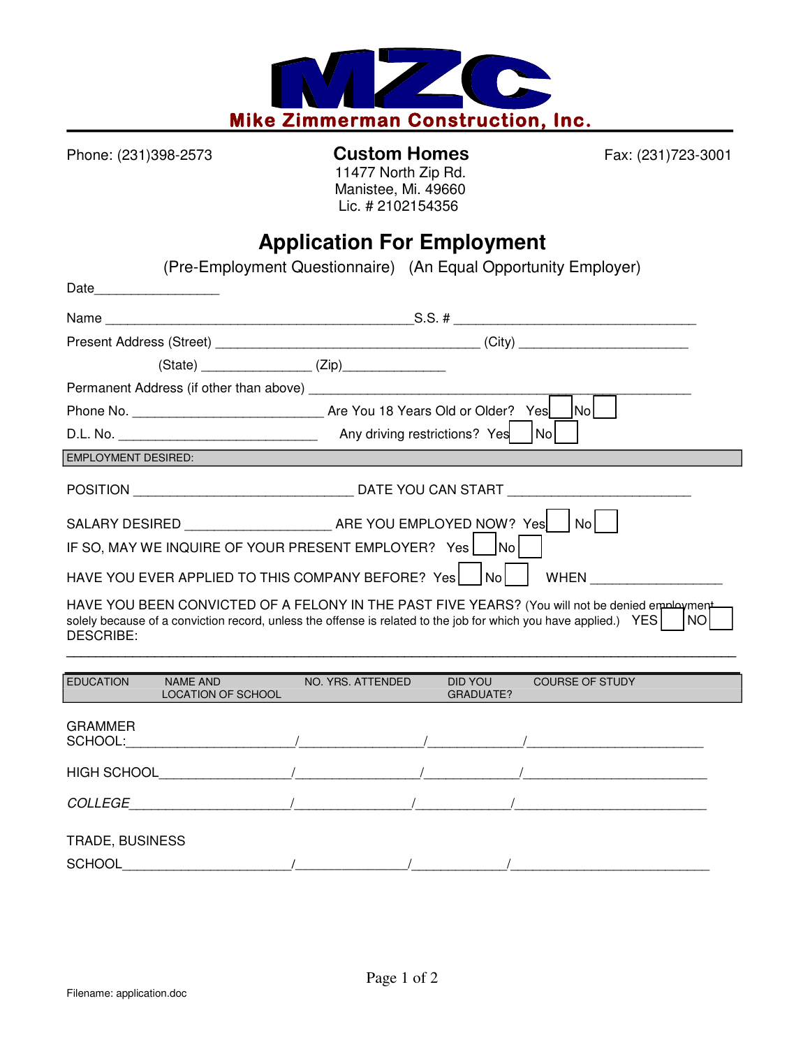# MZC

**Mike Zimmerman Construction, Inc.**

Phone: (231)398-2573

**Custom Homes**
11477 North Zip Rd.
Manistee, Mi. 49660
Lic. # 2102154356

Fax: (231)723-3001

## Application For Employment

(Pre-Employment Questionnaire) (An Equal Opportunity Employer)

Date_________________

Name ___________________________________________S.S. # _________________________________

Present Address (Street) ____________________________________ (City) _______________________

(State) _______________ (Zip)______________

Permanent Address (if other than above) _____________________________________________________

Phone No. __________________________ Are You 18 Years Old or Older? Yes ☐ No ☐

D.L. No. ___________________________ Any driving restrictions? Yes ☐ No ☐

**EMPLOYMENT DESIRED:**

POSITION ______________________________ DATE YOU CAN START ________________________

SALARY DESIRED ____________________ ARE YOU EMPLOYED NOW? Yes ☐ No ☐

IF SO, MAY WE INQUIRE OF YOUR PRESENT EMPLOYER? Yes ☐ No ☐

HAVE YOU EVER APPLIED TO THIS COMPANY BEFORE? Yes ☐ No ☐ WHEN _________________

HAVE YOU BEEN CONVICTED OF A FELONY IN THE PAST FIVE YEARS? (You will not be denied employment solely because of a conviction record, unless the offense is related to the job for which you have applied.) YES ☐ NO ☐
DESCRIBE:

_____________________________________________________________________________________________

| EDUCATION | NAME AND LOCATION OF SCHOOL | NO. YRS. ATTENDED | DID YOU GRADUATE? | COURSE OF STUDY |
|---|---|---|---|---|
| GRAMMER SCHOOL: | | | | |
| HIGH SCHOOL | | | | |
| *COLLEGE* | | | | |
| TRADE, BUSINESS SCHOOL | | | | |

Filename: application.doc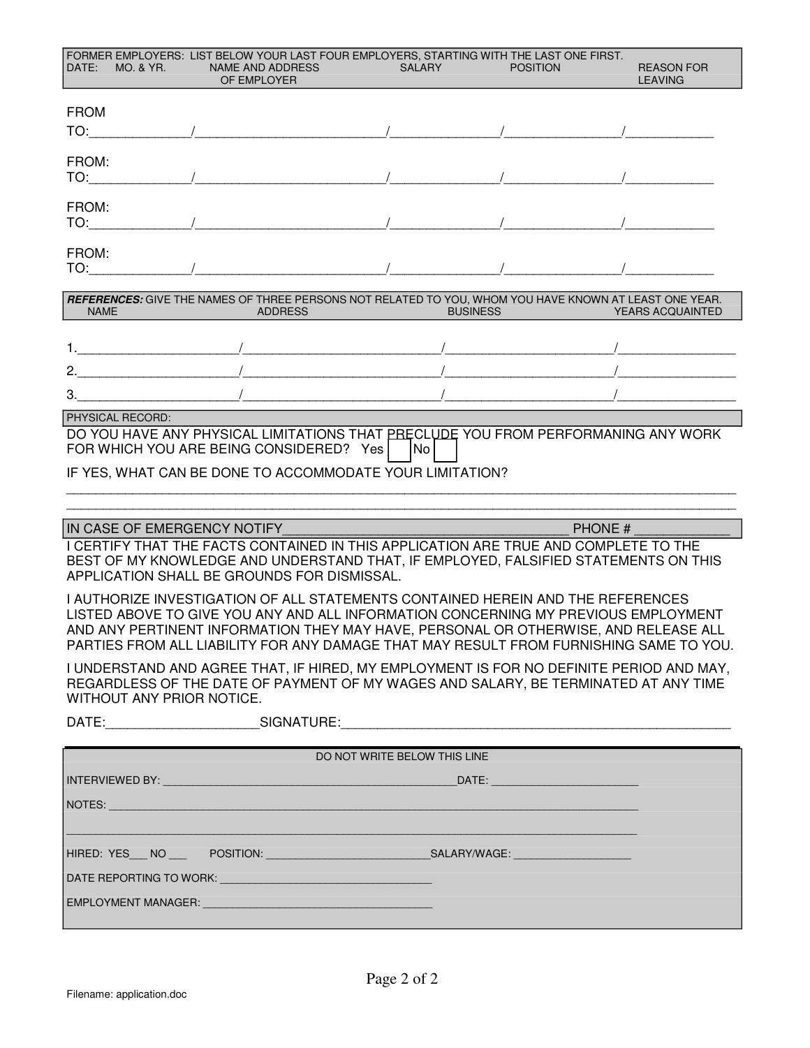| FORMER EMPLOYERS: LIST BELOW YOUR LAST FOUR EMPLOYERS, STARTING WITH THE LAST ONE FIRST. | | | | |
|---|---|---|---|---|
| DATE: MO. & YR. | NAME AND ADDRESS OF EMPLOYER | SALARY | POSITION | REASON FOR LEAVING |

FROM
TO:______________/___________________________/_______________/________________/____________

FROM:
TO:______________/___________________________/_______________/________________/____________

FROM:
TO:______________/___________________________/_______________/________________/____________

FROM:
TO:______________/___________________________/_______________/________________/____________

***REFERENCES:*** GIVE THE NAMES OF THREE PERSONS NOT RELATED TO YOU, WHOM YOU HAVE KNOWN AT LEAST ONE YEAR.

| NAME | ADDRESS | BUSINESS | YEARS ACQUAINTED |
|---|---|---|---|
| 1. | | | |
| 2. | | | |
| 3. | | | |

PHYSICAL RECORD:

DO YOU HAVE ANY PHYSICAL LIMITATIONS THAT PRECLUDE YOU FROM PERFORMANING ANY WORK FOR WHICH YOU ARE BEING CONSIDERED? Yes ☐ No ☐

IF YES, WHAT CAN BE DONE TO ACCOMMODATE YOUR LIMITATION?

____________________________________________________________________________________________
____________________________________________________________________________________________

IN CASE OF EMERGENCY NOTIFY_______________________________________ PHONE # ____________

I CERTIFY THAT THE FACTS CONTAINED IN THIS APPLICATION ARE TRUE AND COMPLETE TO THE BEST OF MY KNOWLEDGE AND UNDERSTAND THAT, IF EMPLOYED, FALSIFIED STATEMENTS ON THIS APPLICATION SHALL BE GROUNDS FOR DISMISSAL.

I AUTHORIZE INVESTIGATION OF ALL STATEMENTS CONTAINED HEREIN AND THE REFERENCES LISTED ABOVE TO GIVE YOU ANY AND ALL INFORMATION CONCERNING MY PREVIOUS EMPLOYMENT AND ANY PERTINENT INFORMATION THEY MAY HAVE, PERSONAL OR OTHERWISE, AND RELEASE ALL PARTIES FROM ALL LIABILITY FOR ANY DAMAGE THAT MAY RESULT FROM FURNISHING SAME TO YOU.

I UNDERSTAND AND AGREE THAT, IF HIRED, MY EMPLOYMENT IS FOR NO DEFINITE PERIOD AND MAY, REGARDLESS OF THE DATE OF PAYMENT OF MY WAGES AND SALARY, BE TERMINATED AT ANY TIME WITHOUT ANY PRIOR NOTICE.

DATE:_____________________SIGNATURE:_____________________________________________________

DO NOT WRITE BELOW THIS LINE

INTERVIEWED BY: ________________________________________________DATE: ________________________

NOTES: ____________________________________________________________________________________

___________________________________________________________________________________________

HIRED: YES___ NO ___ POSITION: __________________________SALARY/WAGE: ___________________

DATE REPORTING TO WORK: __________________________________

EMPLOYMENT MANAGER: _____________________________________

Filename: application.doc